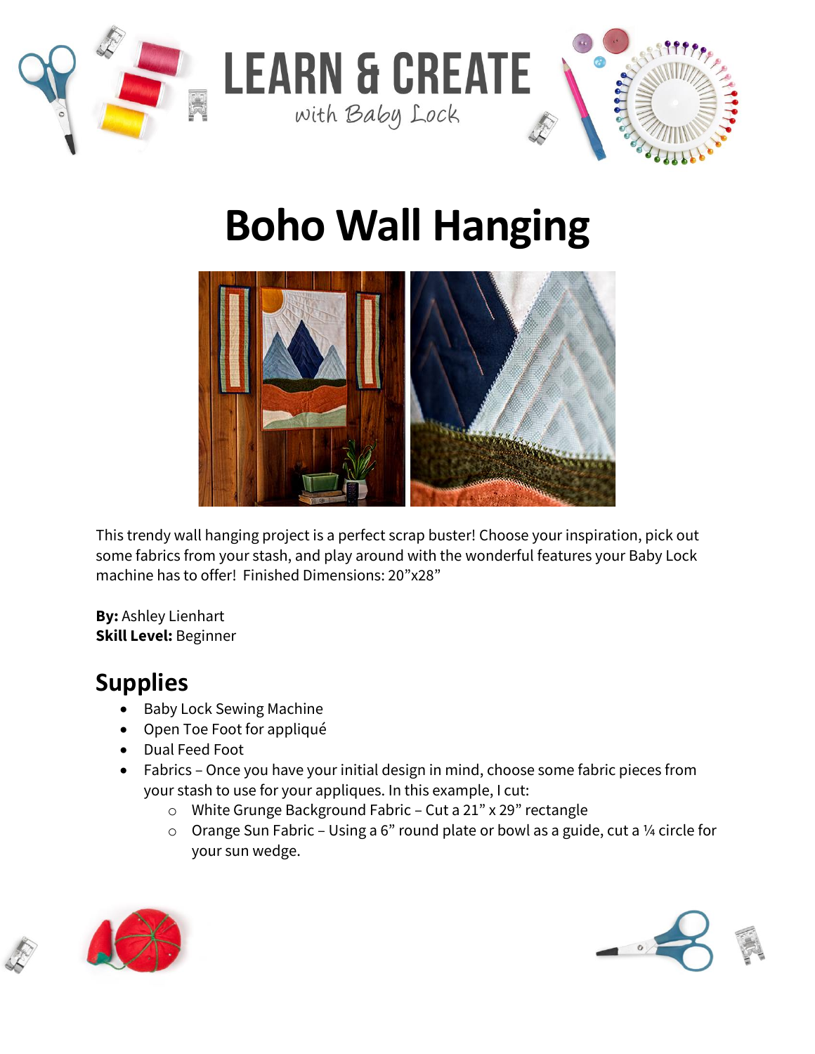# Boho Wall Hanging

This trendy wall hanging project is a perfect scrap buster! Choose your inspiration, pick out some fabrics from your stash, and play around with the wonderful features your Baby Lock machine has to offer! Finished Dimensions: 20"x28"

**By:** Ashley Lienhart
**Skill Level:** Beginner

## Supplies

- Baby Lock Sewing Machine
- Open Toe Foot for appliqué
- Dual Feed Foot
- Fabrics – Once you have your initial design in mind, choose some fabric pieces from your stash to use for your appliques. In this example, I cut:
  - White Grunge Background Fabric – Cut a 21" x 29" rectangle
  - Orange Sun Fabric – Using a 6" round plate or bowl as a guide, cut a ¼ circle for your sun wedge.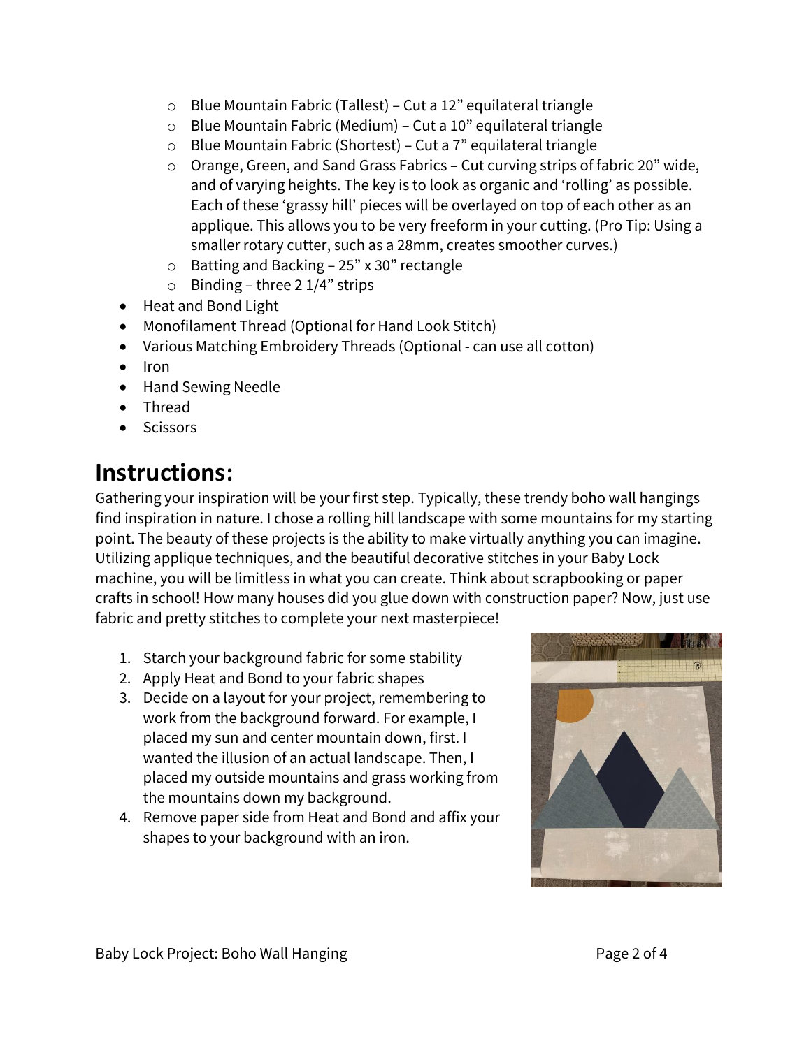- Blue Mountain Fabric (Tallest) – Cut a 12" equilateral triangle
    - Blue Mountain Fabric (Medium) – Cut a 10" equilateral triangle
    - Blue Mountain Fabric (Shortest) – Cut a 7" equilateral triangle
    - Orange, Green, and Sand Grass Fabrics – Cut curving strips of fabric 20" wide, and of varying heights. The key is to look as organic and 'rolling' as possible. Each of these 'grassy hill' pieces will be overlayed on top of each other as an applique. This allows you to be very freeform in your cutting. (Pro Tip: Using a smaller rotary cutter, such as a 28mm, creates smoother curves.)
    - Batting and Backing – 25" x 30" rectangle
    - Binding – three 2 1/4" strips
- Heat and Bond Light
- Monofilament Thread (Optional for Hand Look Stitch)
- Various Matching Embroidery Threads (Optional - can use all cotton)
- Iron
- Hand Sewing Needle
- Thread
- Scissors

## Instructions:

Gathering your inspiration will be your first step. Typically, these trendy boho wall hangings find inspiration in nature. I chose a rolling hill landscape with some mountains for my starting point. The beauty of these projects is the ability to make virtually anything you can imagine. Utilizing applique techniques, and the beautiful decorative stitches in your Baby Lock machine, you will be limitless in what you can create. Think about scrapbooking or paper crafts in school! How many houses did you glue down with construction paper? Now, just use fabric and pretty stitches to complete your next masterpiece!

1. Starch your background fabric for some stability
2. Apply Heat and Bond to your fabric shapes
3. Decide on a layout for your project, remembering to work from the background forward. For example, I placed my sun and center mountain down, first. I wanted the illusion of an actual landscape. Then, I placed my outside mountains and grass working from the mountains down my background.
4. Remove paper side from Heat and Bond and affix your shapes to your background with an iron.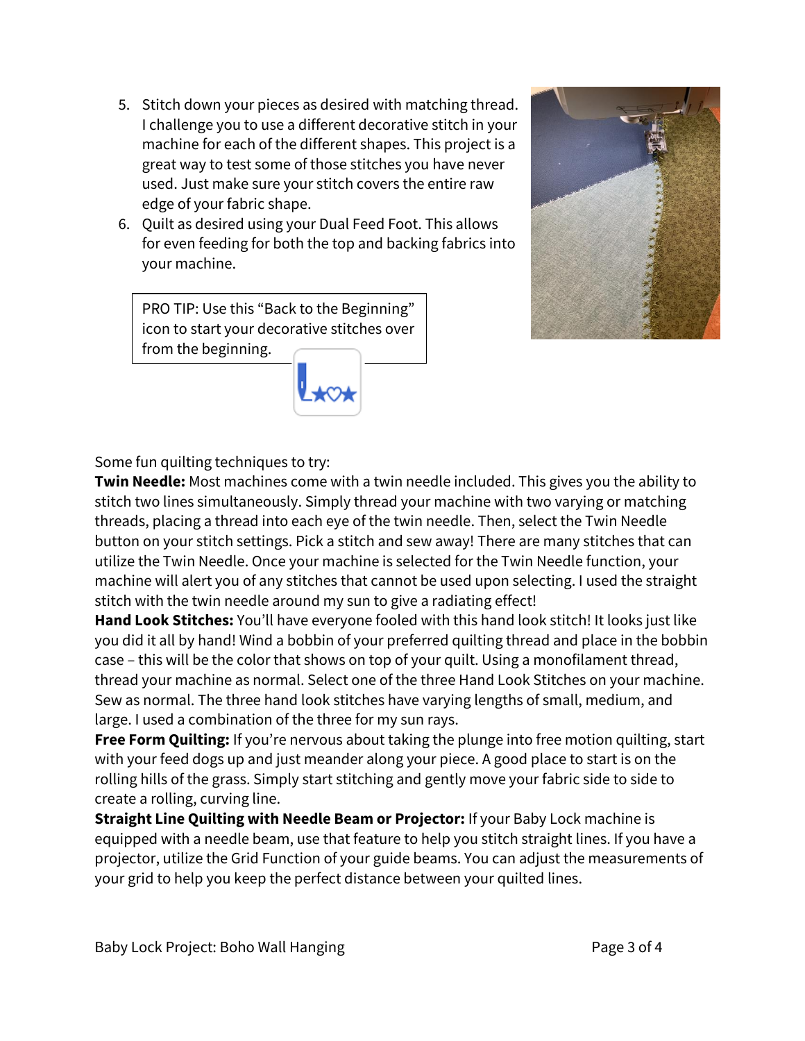5. Stitch down your pieces as desired with matching thread. I challenge you to use a different decorative stitch in your machine for each of the different shapes. This project is a great way to test some of those stitches you have never used. Just make sure your stitch covers the entire raw edge of your fabric shape.
6. Quilt as desired using your Dual Feed Foot. This allows for even feeding for both the top and backing fabrics into your machine.

> PRO TIP: Use this "Back to the Beginning" icon to start your decorative stitches over from the beginning.

Some fun quilting techniques to try:

**Twin Needle:** Most machines come with a twin needle included. This gives you the ability to stitch two lines simultaneously. Simply thread your machine with two varying or matching threads, placing a thread into each eye of the twin needle. Then, select the Twin Needle button on your stitch settings. Pick a stitch and sew away! There are many stitches that can utilize the Twin Needle. Once your machine is selected for the Twin Needle function, your machine will alert you of any stitches that cannot be used upon selecting. I used the straight stitch with the twin needle around my sun to give a radiating effect!

**Hand Look Stitches:** You'll have everyone fooled with this hand look stitch! It looks just like you did it all by hand! Wind a bobbin of your preferred quilting thread and place in the bobbin case – this will be the color that shows on top of your quilt. Using a monofilament thread, thread your machine as normal. Select one of the three Hand Look Stitches on your machine. Sew as normal. The three hand look stitches have varying lengths of small, medium, and large. I used a combination of the three for my sun rays.

**Free Form Quilting:** If you're nervous about taking the plunge into free motion quilting, start with your feed dogs up and just meander along your piece. A good place to start is on the rolling hills of the grass. Simply start stitching and gently move your fabric side to side to create a rolling, curving line.

**Straight Line Quilting with Needle Beam or Projector:** If your Baby Lock machine is equipped with a needle beam, use that feature to help you stitch straight lines. If you have a projector, utilize the Grid Function of your guide beams. You can adjust the measurements of your grid to help you keep the perfect distance between your quilted lines.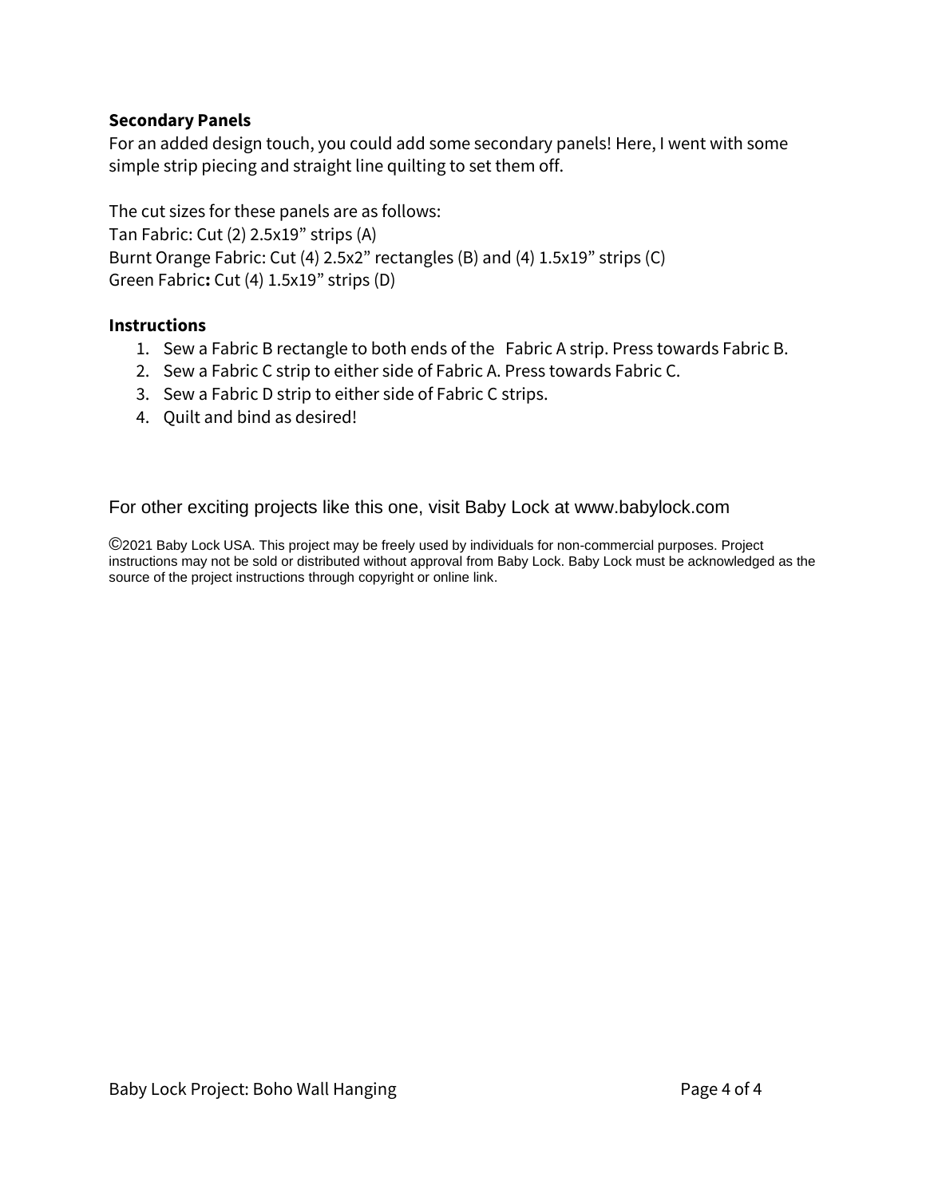**Secondary Panels**

For an added design touch, you could add some secondary panels! Here, I went with some simple strip piecing and straight line quilting to set them off.

The cut sizes for these panels are as follows:
Tan Fabric: Cut (2) 2.5x19" strips (A)
Burnt Orange Fabric: Cut (4) 2.5x2" rectangles (B) and (4) 1.5x19" strips (C)
Green Fabric**:** Cut (4) 1.5x19" strips (D)

**Instructions**

1. Sew a Fabric B rectangle to both ends of the Fabric A strip. Press towards Fabric B.
2. Sew a Fabric C strip to either side of Fabric A. Press towards Fabric C.
3. Sew a Fabric D strip to either side of Fabric C strips.
4. Quilt and bind as desired!

For other exciting projects like this one, visit Baby Lock at www.babylock.com

©2021 Baby Lock USA. This project may be freely used by individuals for non-commercial purposes. Project instructions may not be sold or distributed without approval from Baby Lock. Baby Lock must be acknowledged as the source of the project instructions through copyright or online link.